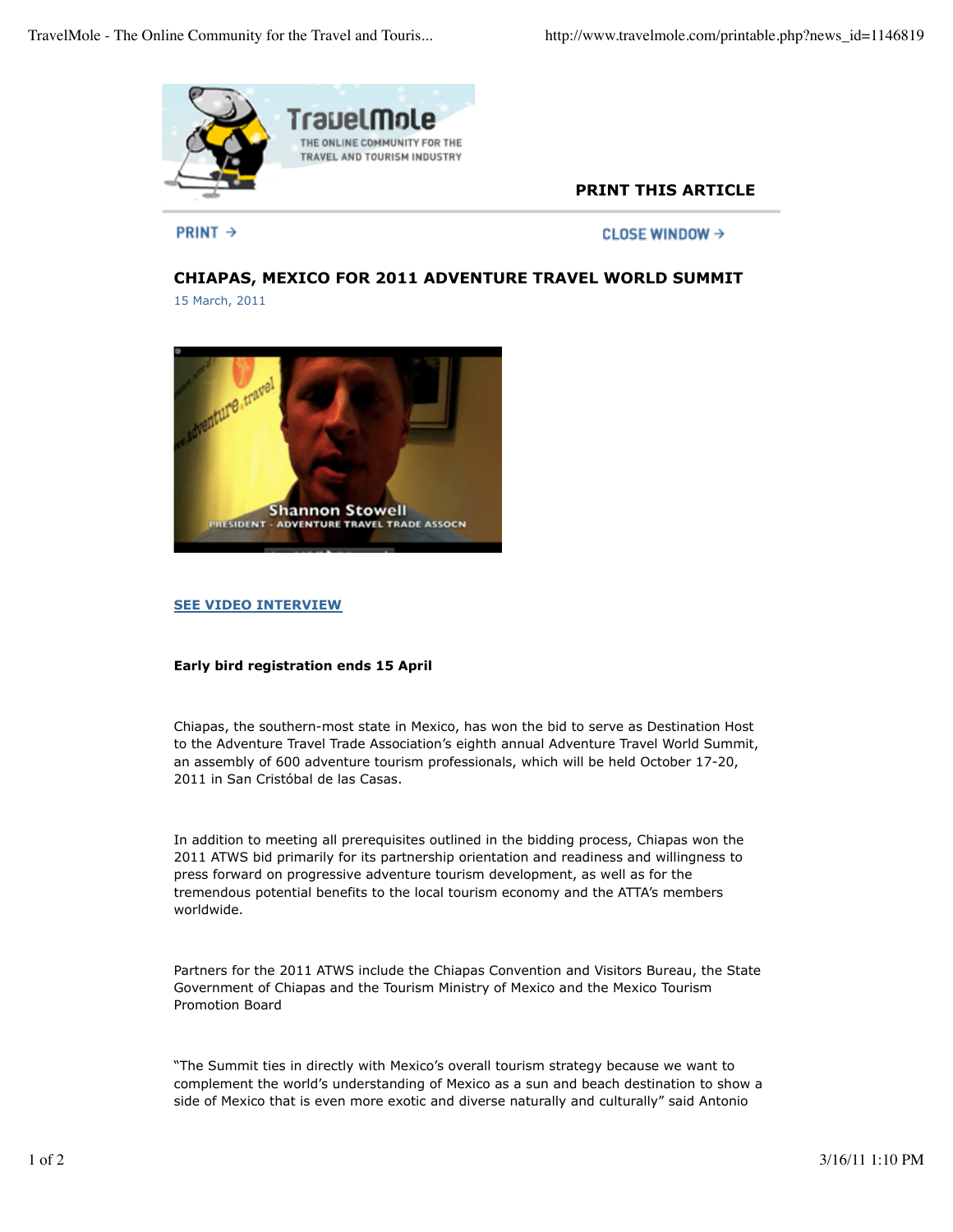PRINT THIS ARTICLE

PRINT → CLOSE WINDOW →

## CHIAPAS, MEXICO FOR 2011 ADVENTURE TRAVEL WORLD SUMMIT

15 March, 2011

**SEE VIDEO INTERVIEW**

**Early bird registration ends 15 April**

Chiapas, the southern-most state in Mexico, has won the bid to serve as Destination Host to the Adventure Travel Trade Association's eighth annual Adventure Travel World Summit, an assembly of 600 adventure tourism professionals, which will be held October 17-20, 2011 in San Cristóbal de las Casas.

In addition to meeting all prerequisites outlined in the bidding process, Chiapas won the 2011 ATWS bid primarily for its partnership orientation and readiness and willingness to press forward on progressive adventure tourism development, as well as for the tremendous potential benefits to the local tourism economy and the ATTA's members worldwide.

Partners for the 2011 ATWS include the Chiapas Convention and Visitors Bureau, the State Government of Chiapas and the Tourism Ministry of Mexico and the Mexico Tourism Promotion Board

"The Summit ties in directly with Mexico's overall tourism strategy because we want to complement the world's understanding of Mexico as a sun and beach destination to show a side of Mexico that is even more exotic and diverse naturally and culturally" said Antonio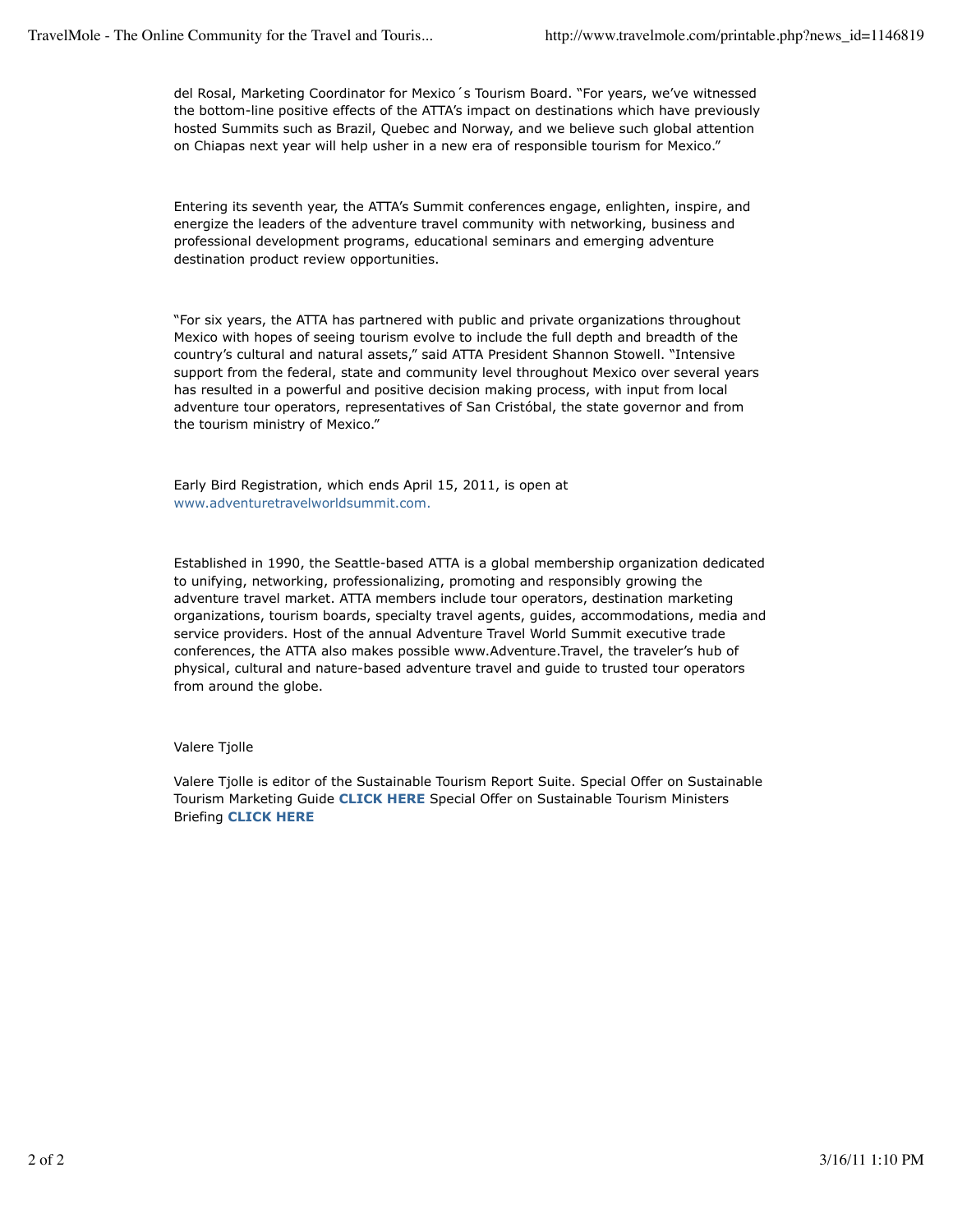del Rosal, Marketing Coordinator for Mexico´s Tourism Board. "For years, we've witnessed the bottom-line positive effects of the ATTA's impact on destinations which have previously hosted Summits such as Brazil, Quebec and Norway, and we believe such global attention on Chiapas next year will help usher in a new era of responsible tourism for Mexico."

Entering its seventh year, the ATTA's Summit conferences engage, enlighten, inspire, and energize the leaders of the adventure travel community with networking, business and professional development programs, educational seminars and emerging adventure destination product review opportunities.

"For six years, the ATTA has partnered with public and private organizations throughout Mexico with hopes of seeing tourism evolve to include the full depth and breadth of the country's cultural and natural assets," said ATTA President Shannon Stowell. "Intensive support from the federal, state and community level throughout Mexico over several years has resulted in a powerful and positive decision making process, with input from local adventure tour operators, representatives of San Cristóbal, the state governor and from the tourism ministry of Mexico."

Early Bird Registration, which ends April 15, 2011, is open at www.adventuretravelworldsummit.com.

Established in 1990, the Seattle-based ATTA is a global membership organization dedicated to unifying, networking, professionalizing, promoting and responsibly growing the adventure travel market. ATTA members include tour operators, destination marketing organizations, tourism boards, specialty travel agents, guides, accommodations, media and service providers. Host of the annual Adventure Travel World Summit executive trade conferences, the ATTA also makes possible www.Adventure.Travel, the traveler's hub of physical, cultural and nature-based adventure travel and guide to trusted tour operators from around the globe.

Valere Tjolle

Valere Tjolle is editor of the Sustainable Tourism Report Suite. Special Offer on Sustainable Tourism Marketing Guide **CLICK HERE** Special Offer on Sustainable Tourism Ministers Briefing **CLICK HERE**